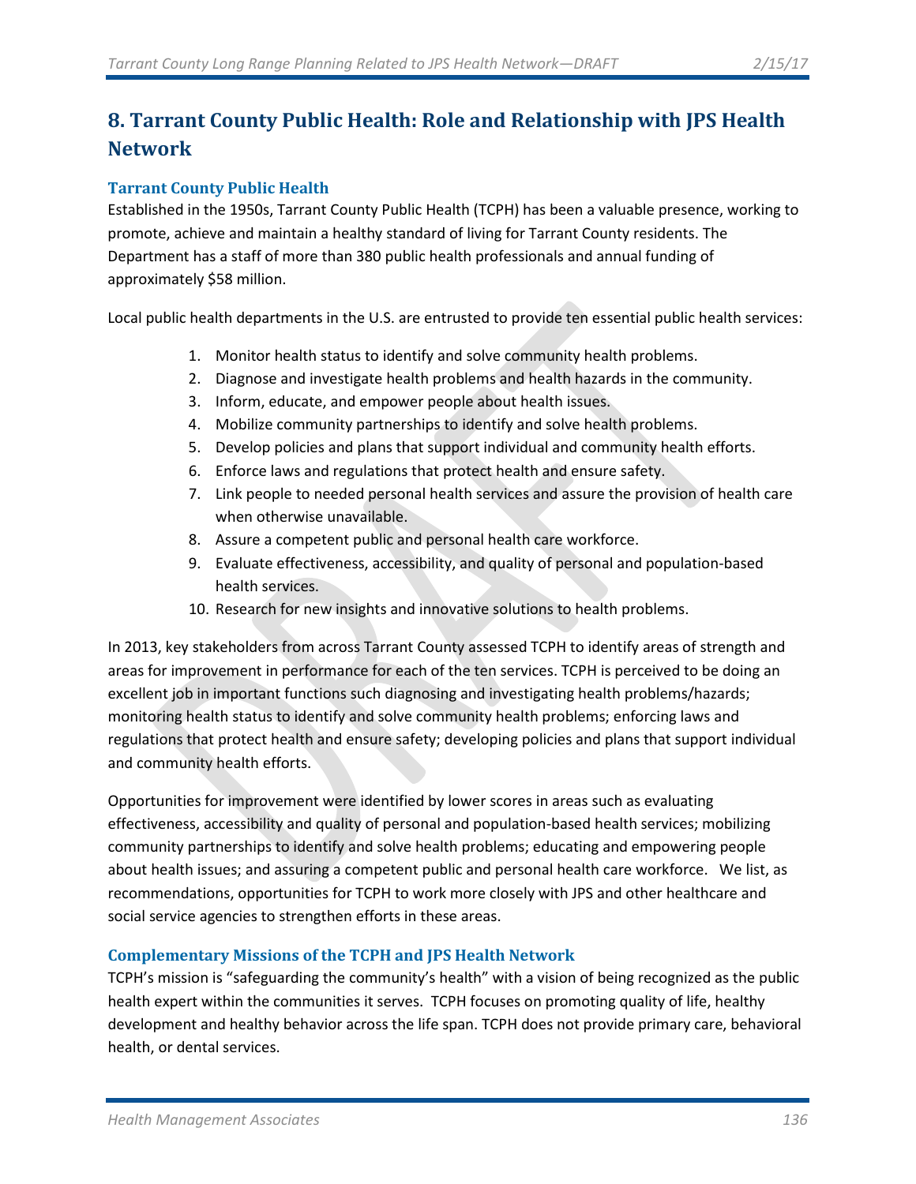# 8. Tarrant County Public Health: Role and Relationship with JPS Health Network

## Tarrant County Public Health

Established in the 1950s, Tarrant County Public Health (TCPH) has been a valuable presence, working to promote, achieve and maintain a healthy standard of living for Tarrant County residents. The Department has a staff of more than 380 public health professionals and annual funding of approximately $58 million.

Local public health departments in the U.S. are entrusted to provide ten essential public health services:

1. Monitor health status to identify and solve community health problems.
2. Diagnose and investigate health problems and health hazards in the community.
3. Inform, educate, and empower people about health issues.
4. Mobilize community partnerships to identify and solve health problems.
5. Develop policies and plans that support individual and community health efforts.
6. Enforce laws and regulations that protect health and ensure safety.
7. Link people to needed personal health services and assure the provision of health care when otherwise unavailable.
8. Assure a competent public and personal health care workforce.
9. Evaluate effectiveness, accessibility, and quality of personal and population-based health services.
10. Research for new insights and innovative solutions to health problems.

In 2013, key stakeholders from across Tarrant County assessed TCPH to identify areas of strength and areas for improvement in performance for each of the ten services. TCPH is perceived to be doing an excellent job in important functions such diagnosing and investigating health problems/hazards; monitoring health status to identify and solve community health problems; enforcing laws and regulations that protect health and ensure safety; developing policies and plans that support individual and community health efforts.

Opportunities for improvement were identified by lower scores in areas such as evaluating effectiveness, accessibility and quality of personal and population-based health services; mobilizing community partnerships to identify and solve health problems; educating and empowering people about health issues; and assuring a competent public and personal health care workforce. We list, as recommendations, opportunities for TCPH to work more closely with JPS and other healthcare and social service agencies to strengthen efforts in these areas.

## Complementary Missions of the TCPH and JPS Health Network

TCPH's mission is "safeguarding the community's health" with a vision of being recognized as the public health expert within the communities it serves. TCPH focuses on promoting quality of life, healthy development and healthy behavior across the life span. TCPH does not provide primary care, behavioral health, or dental services.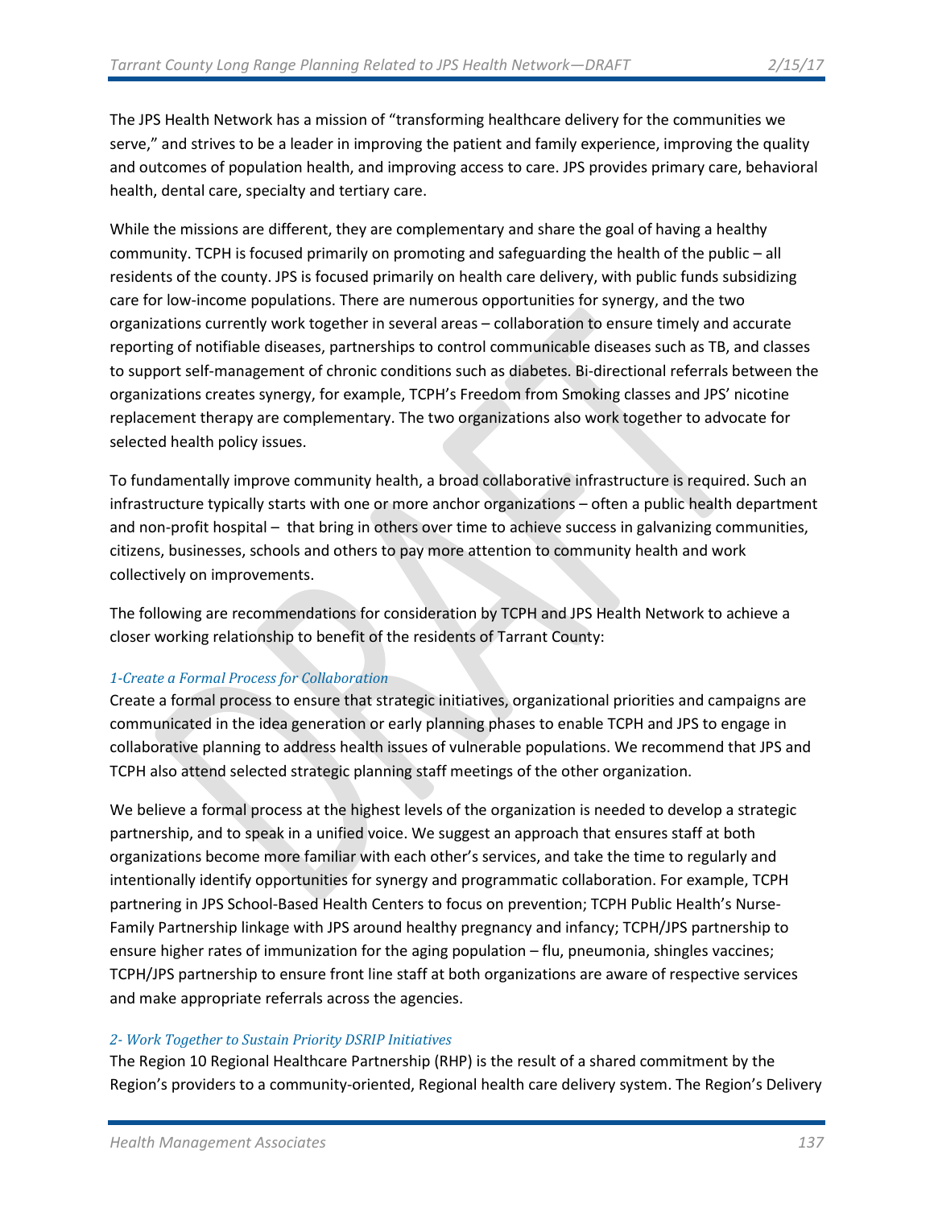The JPS Health Network has a mission of "transforming healthcare delivery for the communities we serve," and strives to be a leader in improving the patient and family experience, improving the quality and outcomes of population health, and improving access to care. JPS provides primary care, behavioral health, dental care, specialty and tertiary care.

While the missions are different, they are complementary and share the goal of having a healthy community. TCPH is focused primarily on promoting and safeguarding the health of the public – all residents of the county. JPS is focused primarily on health care delivery, with public funds subsidizing care for low-income populations. There are numerous opportunities for synergy, and the two organizations currently work together in several areas – collaboration to ensure timely and accurate reporting of notifiable diseases, partnerships to control communicable diseases such as TB, and classes to support self-management of chronic conditions such as diabetes. Bi-directional referrals between the organizations creates synergy, for example, TCPH's Freedom from Smoking classes and JPS' nicotine replacement therapy are complementary. The two organizations also work together to advocate for selected health policy issues.

To fundamentally improve community health, a broad collaborative infrastructure is required. Such an infrastructure typically starts with one or more anchor organizations – often a public health department and non-profit hospital – that bring in others over time to achieve success in galvanizing communities, citizens, businesses, schools and others to pay more attention to community health and work collectively on improvements.

The following are recommendations for consideration by TCPH and JPS Health Network to achieve a closer working relationship to benefit of the residents of Tarrant County:

### *1-Create a Formal Process for Collaboration*

Create a formal process to ensure that strategic initiatives, organizational priorities and campaigns are communicated in the idea generation or early planning phases to enable TCPH and JPS to engage in collaborative planning to address health issues of vulnerable populations. We recommend that JPS and TCPH also attend selected strategic planning staff meetings of the other organization.

We believe a formal process at the highest levels of the organization is needed to develop a strategic partnership, and to speak in a unified voice. We suggest an approach that ensures staff at both organizations become more familiar with each other's services, and take the time to regularly and intentionally identify opportunities for synergy and programmatic collaboration. For example, TCPH partnering in JPS School-Based Health Centers to focus on prevention; TCPH Public Health's Nurse-Family Partnership linkage with JPS around healthy pregnancy and infancy; TCPH/JPS partnership to ensure higher rates of immunization for the aging population – flu, pneumonia, shingles vaccines; TCPH/JPS partnership to ensure front line staff at both organizations are aware of respective services and make appropriate referrals across the agencies.

### *2- Work Together to Sustain Priority DSRIP Initiatives*

The Region 10 Regional Healthcare Partnership (RHP) is the result of a shared commitment by the Region's providers to a community-oriented, Regional health care delivery system. The Region's Delivery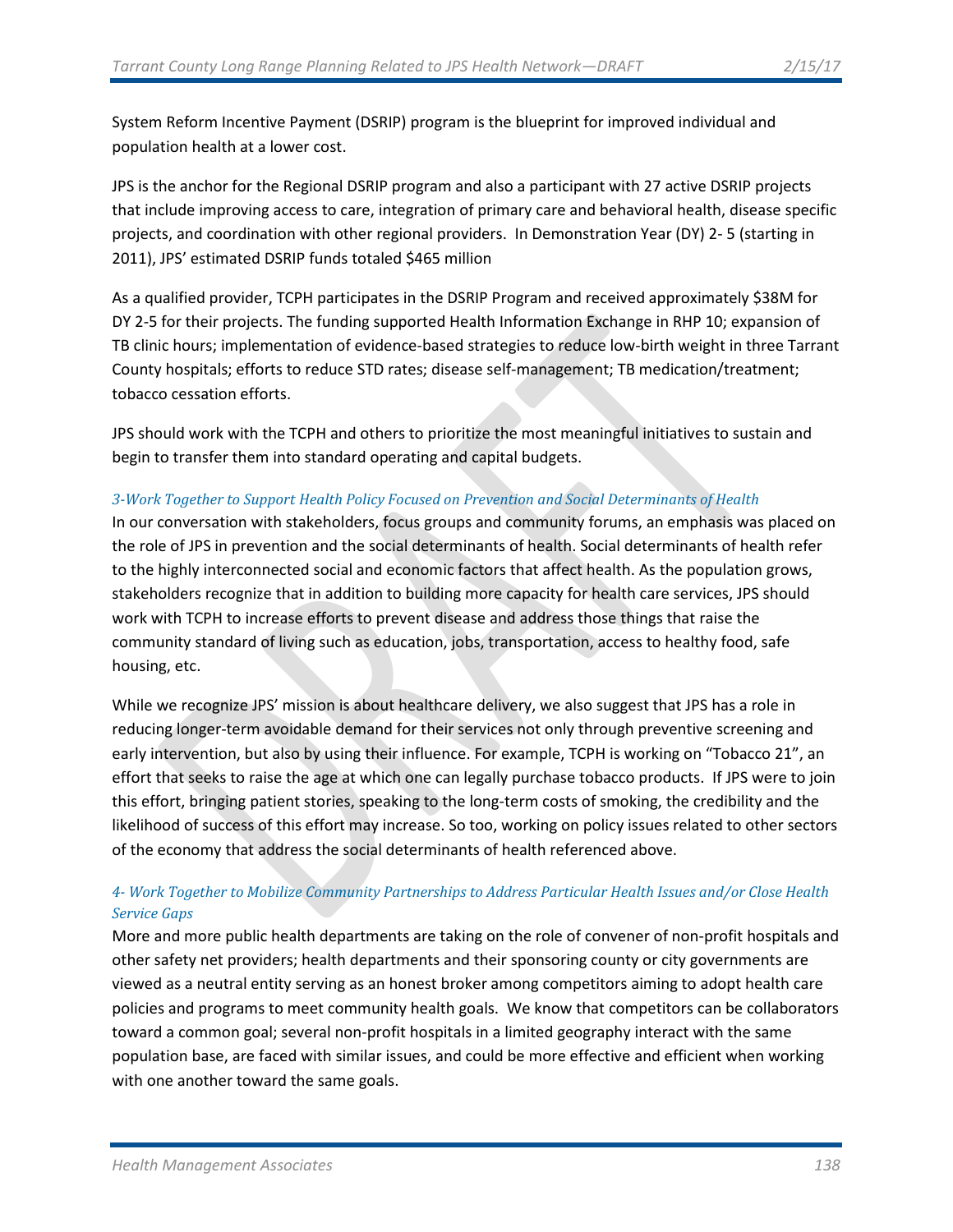System Reform Incentive Payment (DSRIP) program is the blueprint for improved individual and population health at a lower cost.

JPS is the anchor for the Regional DSRIP program and also a participant with 27 active DSRIP projects that include improving access to care, integration of primary care and behavioral health, disease specific projects, and coordination with other regional providers. In Demonstration Year (DY) 2- 5 (starting in 2011), JPS' estimated DSRIP funds totaled $465 million

As a qualified provider, TCPH participates in the DSRIP Program and received approximately $38M for DY 2-5 for their projects. The funding supported Health Information Exchange in RHP 10; expansion of TB clinic hours; implementation of evidence-based strategies to reduce low-birth weight in three Tarrant County hospitals; efforts to reduce STD rates; disease self-management; TB medication/treatment; tobacco cessation efforts.

JPS should work with the TCPH and others to prioritize the most meaningful initiatives to sustain and begin to transfer them into standard operating and capital budgets.

### *3-Work Together to Support Health Policy Focused on Prevention and Social Determinants of Health*

In our conversation with stakeholders, focus groups and community forums, an emphasis was placed on the role of JPS in prevention and the social determinants of health. Social determinants of health refer to the highly interconnected social and economic factors that affect health. As the population grows, stakeholders recognize that in addition to building more capacity for health care services, JPS should work with TCPH to increase efforts to prevent disease and address those things that raise the community standard of living such as education, jobs, transportation, access to healthy food, safe housing, etc.

While we recognize JPS' mission is about healthcare delivery, we also suggest that JPS has a role in reducing longer-term avoidable demand for their services not only through preventive screening and early intervention, but also by using their influence. For example, TCPH is working on "Tobacco 21", an effort that seeks to raise the age at which one can legally purchase tobacco products. If JPS were to join this effort, bringing patient stories, speaking to the long-term costs of smoking, the credibility and the likelihood of success of this effort may increase. So too, working on policy issues related to other sectors of the economy that address the social determinants of health referenced above.

### *4- Work Together to Mobilize Community Partnerships to Address Particular Health Issues and/or Close Health Service Gaps*

More and more public health departments are taking on the role of convener of non-profit hospitals and other safety net providers; health departments and their sponsoring county or city governments are viewed as a neutral entity serving as an honest broker among competitors aiming to adopt health care policies and programs to meet community health goals. We know that competitors can be collaborators toward a common goal; several non-profit hospitals in a limited geography interact with the same population base, are faced with similar issues, and could be more effective and efficient when working with one another toward the same goals.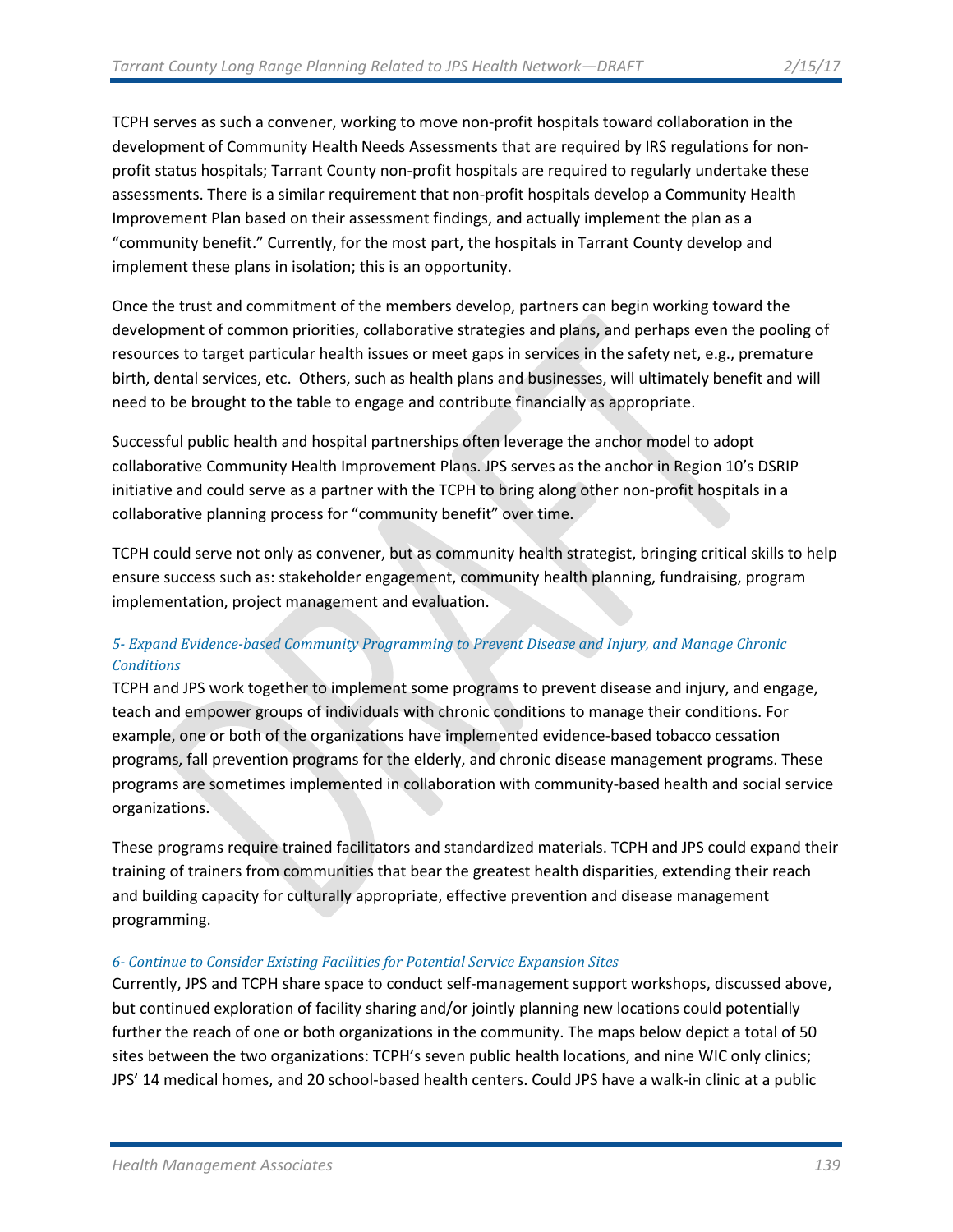TCPH serves as such a convener, working to move non-profit hospitals toward collaboration in the development of Community Health Needs Assessments that are required by IRS regulations for non-profit status hospitals; Tarrant County non-profit hospitals are required to regularly undertake these assessments. There is a similar requirement that non-profit hospitals develop a Community Health Improvement Plan based on their assessment findings, and actually implement the plan as a "community benefit." Currently, for the most part, the hospitals in Tarrant County develop and implement these plans in isolation; this is an opportunity.

Once the trust and commitment of the members develop, partners can begin working toward the development of common priorities, collaborative strategies and plans, and perhaps even the pooling of resources to target particular health issues or meet gaps in services in the safety net, e.g., premature birth, dental services, etc. Others, such as health plans and businesses, will ultimately benefit and will need to be brought to the table to engage and contribute financially as appropriate.

Successful public health and hospital partnerships often leverage the anchor model to adopt collaborative Community Health Improvement Plans. JPS serves as the anchor in Region 10's DSRIP initiative and could serve as a partner with the TCPH to bring along other non-profit hospitals in a collaborative planning process for "community benefit" over time.

TCPH could serve not only as convener, but as community health strategist, bringing critical skills to help ensure success such as: stakeholder engagement, community health planning, fundraising, program implementation, project management and evaluation.

### *5- Expand Evidence-based Community Programming to Prevent Disease and Injury, and Manage Chronic Conditions*

TCPH and JPS work together to implement some programs to prevent disease and injury, and engage, teach and empower groups of individuals with chronic conditions to manage their conditions. For example, one or both of the organizations have implemented evidence-based tobacco cessation programs, fall prevention programs for the elderly, and chronic disease management programs. These programs are sometimes implemented in collaboration with community-based health and social service organizations.

These programs require trained facilitators and standardized materials. TCPH and JPS could expand their training of trainers from communities that bear the greatest health disparities, extending their reach and building capacity for culturally appropriate, effective prevention and disease management programming.

### *6- Continue to Consider Existing Facilities for Potential Service Expansion Sites*

Currently, JPS and TCPH share space to conduct self-management support workshops, discussed above, but continued exploration of facility sharing and/or jointly planning new locations could potentially further the reach of one or both organizations in the community. The maps below depict a total of 50 sites between the two organizations: TCPH's seven public health locations, and nine WIC only clinics; JPS' 14 medical homes, and 20 school-based health centers. Could JPS have a walk-in clinic at a public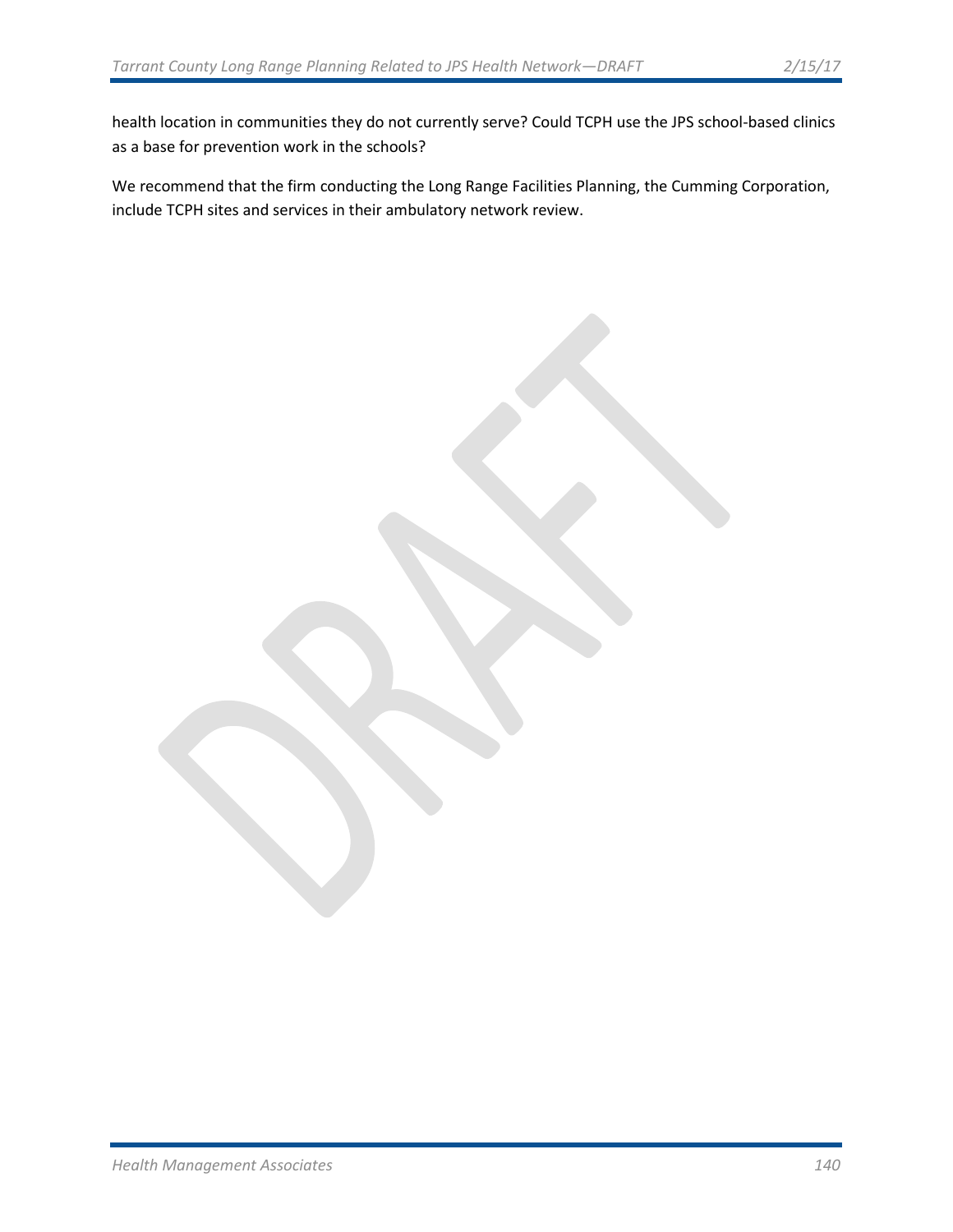health location in communities they do not currently serve? Could TCPH use the JPS school-based clinics as a base for prevention work in the schools?

We recommend that the firm conducting the Long Range Facilities Planning, the Cumming Corporation, include TCPH sites and services in their ambulatory network review.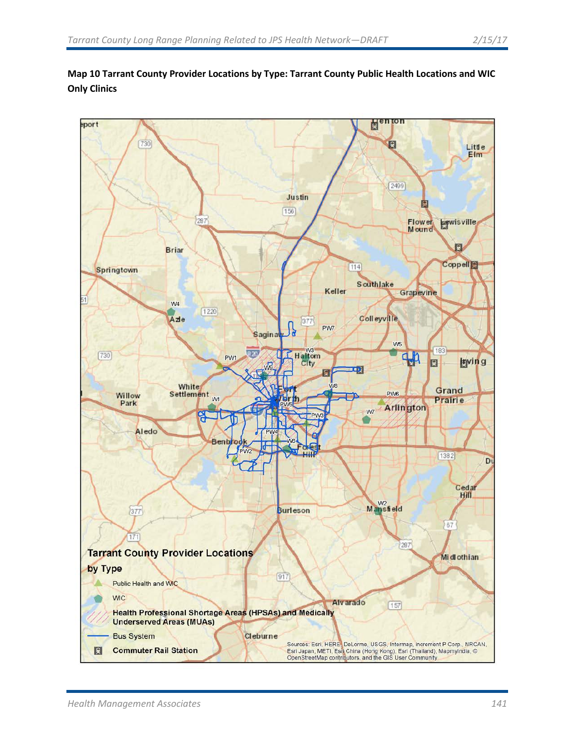**Map 10 Tarrant County Provider Locations by Type: Tarrant County Public Health Locations and WIC Only Clinics**

**Tarrant County Provider Locations by Type**

- Public Health and WIC
- WIC
- Health Professional Shortage Areas (HPSAs) and Medically Underserved Areas (MUAs)
- Bus System
- Commuter Rail Station

Sources: Esri, HERE, DeLorme, USGS, Intermap, increment P Corp., NRCAN, Esri Japan, METI, Esri China (Hong Kong), Esri (Thailand), MapmyIndia, © OpenStreetMap contributors, and the GIS User Community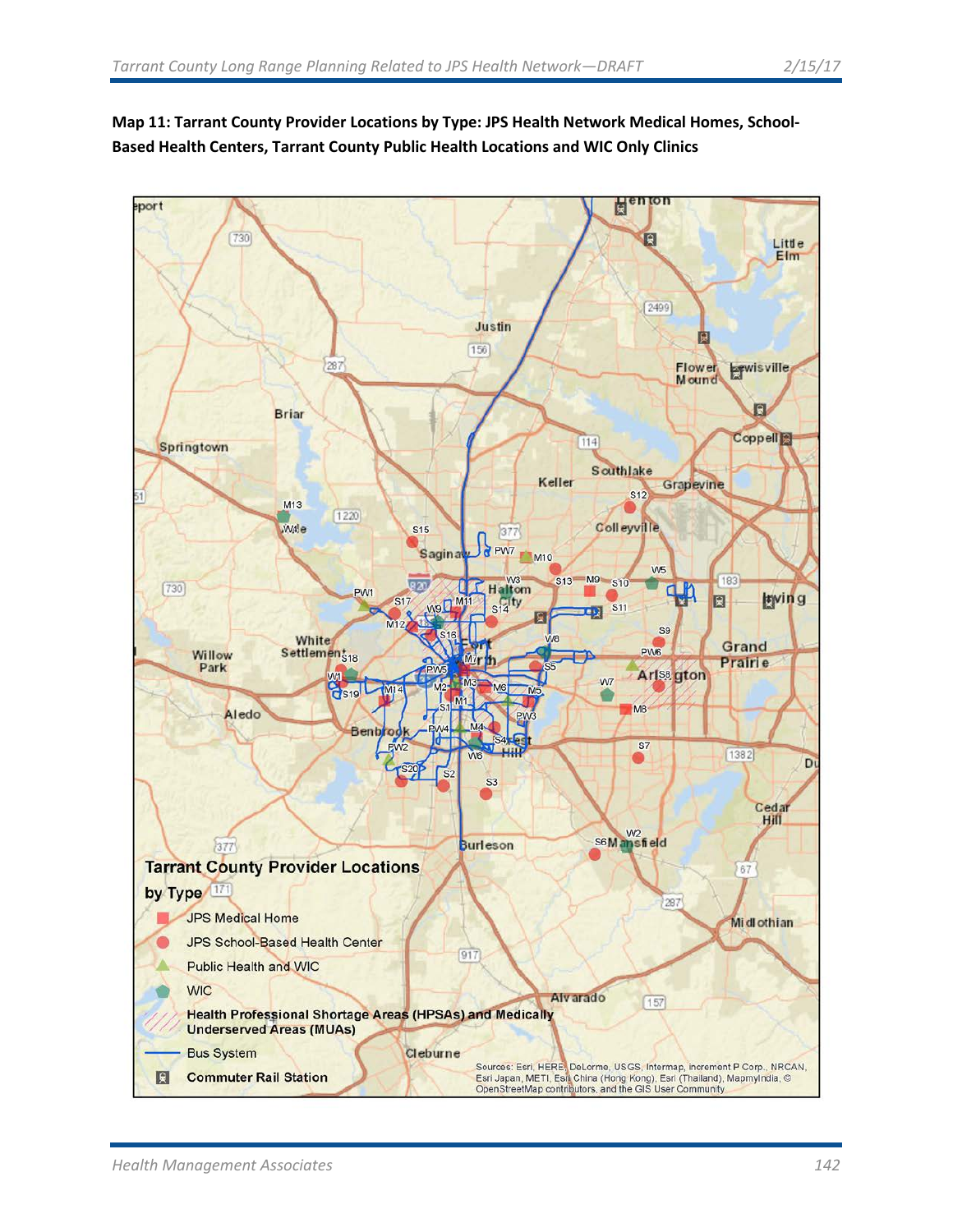**Map 11: Tarrant County Provider Locations by Type: JPS Health Network Medical Homes, School-Based Health Centers, Tarrant County Public Health Locations and WIC Only Clinics**

**Tarrant County Provider Locations by Type**

- JPS Medical Home
- JPS School-Based Health Center
- Public Health and WIC
- WIC
- Health Professional Shortage Areas (HPSAs) and Medically Underserved Areas (MUAs)
- Bus System
- Commuter Rail Station

Sources: Esri, HERE, DeLorme, USGS, Intermap, increment P Corp., NRCAN, Esri Japan, METI, Esri China (Hong Kong), Esri (Thailand), MapmyIndia, © OpenStreetMap contributors, and the GIS User Community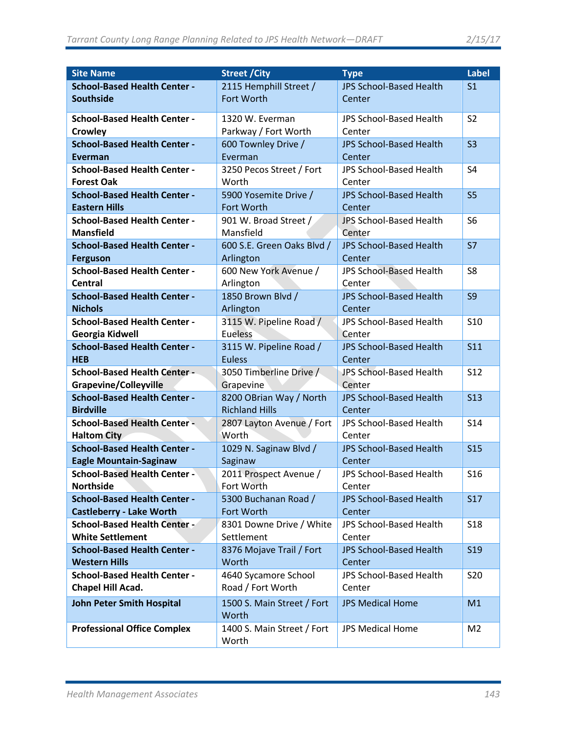| Site Name | Street /City | Type | Label |
|---|---|---|---|
| **School-Based Health Center - Southside** | 2115 Hemphill Street / Fort Worth | JPS School-Based Health Center | S1 |
| **School-Based Health Center - Crowley** | 1320 W. Everman Parkway / Fort Worth | JPS School-Based Health Center | S2 |
| **School-Based Health Center - Everman** | 600 Townley Drive / Everman | JPS School-Based Health Center | S3 |
| **School-Based Health Center - Forest Oak** | 3250 Pecos Street / Fort Worth | JPS School-Based Health Center | S4 |
| **School-Based Health Center - Eastern Hills** | 5900 Yosemite Drive / Fort Worth | JPS School-Based Health Center | S5 |
| **School-Based Health Center - Mansfield** | 901 W. Broad Street / Mansfield | JPS School-Based Health Center | S6 |
| **School-Based Health Center - Ferguson** | 600 S.E. Green Oaks Blvd / Arlington | JPS School-Based Health Center | S7 |
| **School-Based Health Center - Central** | 600 New York Avenue / Arlington | JPS School-Based Health Center | S8 |
| **School-Based Health Center - Nichols** | 1850 Brown Blvd / Arlington | JPS School-Based Health Center | S9 |
| **School-Based Health Center - Georgia Kidwell** | 3115 W. Pipeline Road / Eueless | JPS School-Based Health Center | S10 |
| **School-Based Health Center - HEB** | 3115 W. Pipeline Road / Euless | JPS School-Based Health Center | S11 |
| **School-Based Health Center - Grapevine/Colleyville** | 3050 Timberline Drive / Grapevine | JPS School-Based Health Center | S12 |
| **School-Based Health Center - Birdville** | 8200 OBrian Way / North Richland Hills | JPS School-Based Health Center | S13 |
| **School-Based Health Center - Haltom City** | 2807 Layton Avenue / Fort Worth | JPS School-Based Health Center | S14 |
| **School-Based Health Center - Eagle Mountain-Saginaw** | 1029 N. Saginaw Blvd / Saginaw | JPS School-Based Health Center | S15 |
| **School-Based Health Center - Northside** | 2011 Prospect Avenue / Fort Worth | JPS School-Based Health Center | S16 |
| **School-Based Health Center - Castleberry - Lake Worth** | 5300 Buchanan Road / Fort Worth | JPS School-Based Health Center | S17 |
| **School-Based Health Center - White Settlement** | 8301 Downe Drive / White Settlement | JPS School-Based Health Center | S18 |
| **School-Based Health Center - Western Hills** | 8376 Mojave Trail / Fort Worth | JPS School-Based Health Center | S19 |
| **School-Based Health Center - Chapel Hill Acad.** | 4640 Sycamore School Road / Fort Worth | JPS School-Based Health Center | S20 |
| **John Peter Smith Hospital** | 1500 S. Main Street / Fort Worth | JPS Medical Home | M1 |
| **Professional Office Complex** | 1400 S. Main Street / Fort Worth | JPS Medical Home | M2 |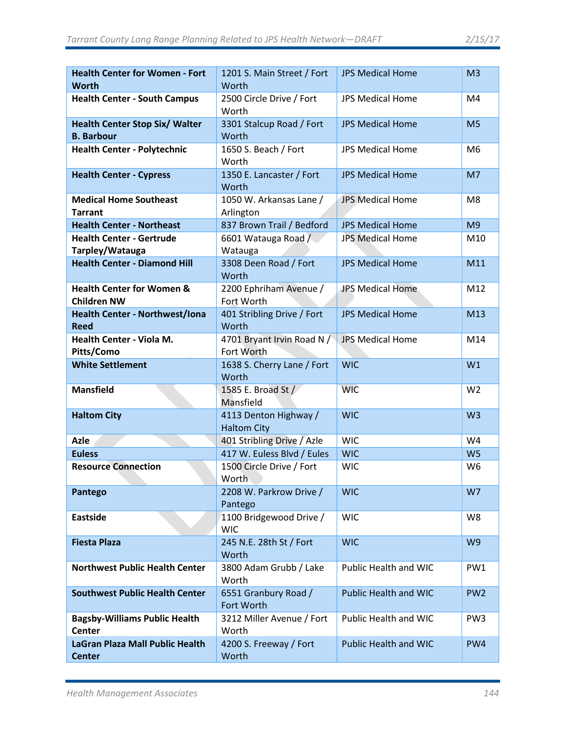| **Health Center for Women - Fort Worth** | 1201 S. Main Street / Fort Worth | JPS Medical Home | M3 |
|---|---|---|---|
| **Health Center - South Campus** | 2500 Circle Drive / Fort Worth | JPS Medical Home | M4 |
| **Health Center Stop Six/ Walter B. Barbour** | 3301 Stalcup Road / Fort Worth | JPS Medical Home | M5 |
| **Health Center - Polytechnic** | 1650 S. Beach / Fort Worth | JPS Medical Home | M6 |
| **Health Center - Cypress** | 1350 E. Lancaster / Fort Worth | JPS Medical Home | M7 |
| **Medical Home Southeast Tarrant** | 1050 W. Arkansas Lane / Arlington | JPS Medical Home | M8 |
| **Health Center - Northeast** | 837 Brown Trail / Bedford | JPS Medical Home | M9 |
| **Health Center - Gertrude Tarpley/Watauga** | 6601 Watauga Road / Watauga | JPS Medical Home | M10 |
| **Health Center - Diamond Hill** | 3308 Deen Road / Fort Worth | JPS Medical Home | M11 |
| **Health Center for Women & Children NW** | 2200 Ephriham Avenue / Fort Worth | JPS Medical Home | M12 |
| **Health Center - Northwest/Iona Reed** | 401 Stribling Drive / Fort Worth | JPS Medical Home | M13 |
| **Health Center - Viola M. Pitts/Como** | 4701 Bryant Irvin Road N / Fort Worth | JPS Medical Home | M14 |
| **White Settlement** | 1638 S. Cherry Lane / Fort Worth | WIC | W1 |
| **Mansfield** | 1585 E. Broad St / Mansfield | WIC | W2 |
| **Haltom City** | 4113 Denton Highway / Haltom City | WIC | W3 |
| **Azle** | 401 Stribling Drive / Azle | WIC | W4 |
| **Euless** | 417 W. Euless Blvd / Eules | WIC | W5 |
| **Resource Connection** | 1500 Circle Drive / Fort Worth | WIC | W6 |
| **Pantego** | 2208 W. Parkrow Drive / Pantego | WIC | W7 |
| **Eastside** | 1100 Bridgewood Drive / WIC | WIC | W8 |
| **Fiesta Plaza** | 245 N.E. 28th St / Fort Worth | WIC | W9 |
| **Northwest Public Health Center** | 3800 Adam Grubb / Lake Worth | Public Health and WIC | PW1 |
| **Southwest Public Health Center** | 6551 Granbury Road / Fort Worth | Public Health and WIC | PW2 |
| **Bagsby-Williams Public Health Center** | 3212 Miller Avenue / Fort Worth | Public Health and WIC | PW3 |
| **LaGran Plaza Mall Public Health Center** | 4200 S. Freeway / Fort Worth | Public Health and WIC | PW4 |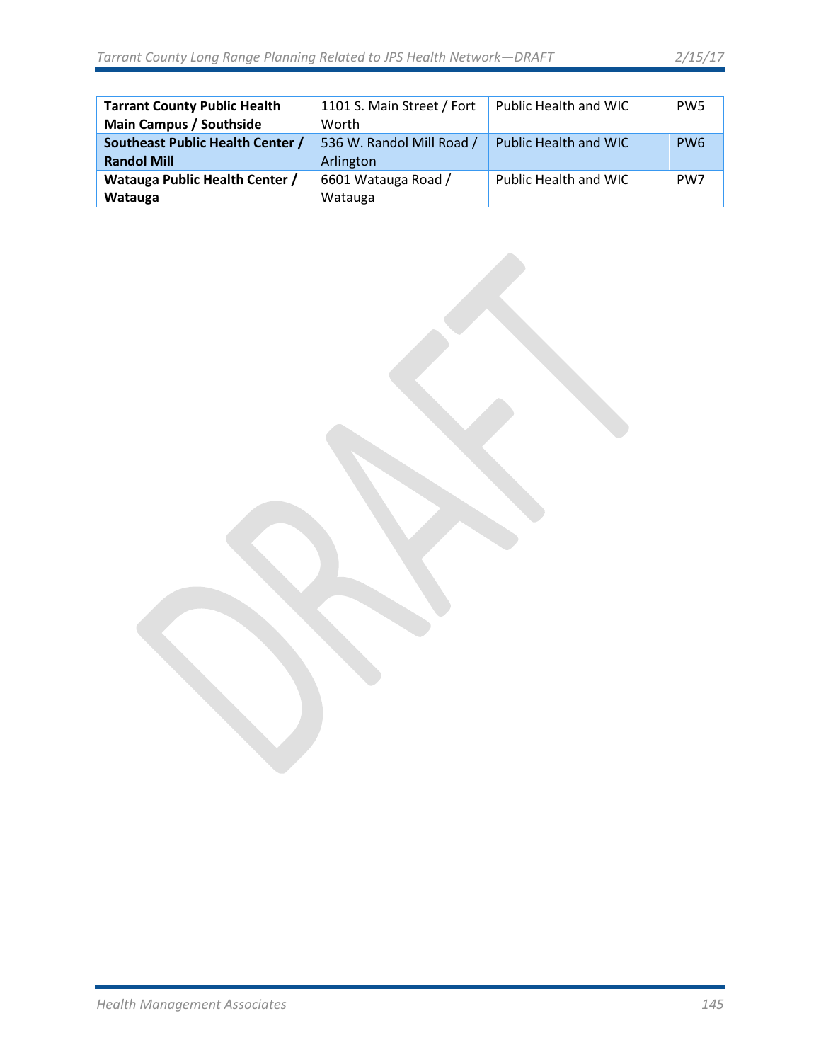| | | | |
|---|---|---|---|
| **Tarrant County Public Health Main Campus / Southside** | 1101 S. Main Street / Fort Worth | Public Health and WIC | PW5 |
| **Southeast Public Health Center / Randol Mill** | 536 W. Randol Mill Road / Arlington | Public Health and WIC | PW6 |
| **Watauga Public Health Center / Watauga** | 6601 Watauga Road / Watauga | Public Health and WIC | PW7 |